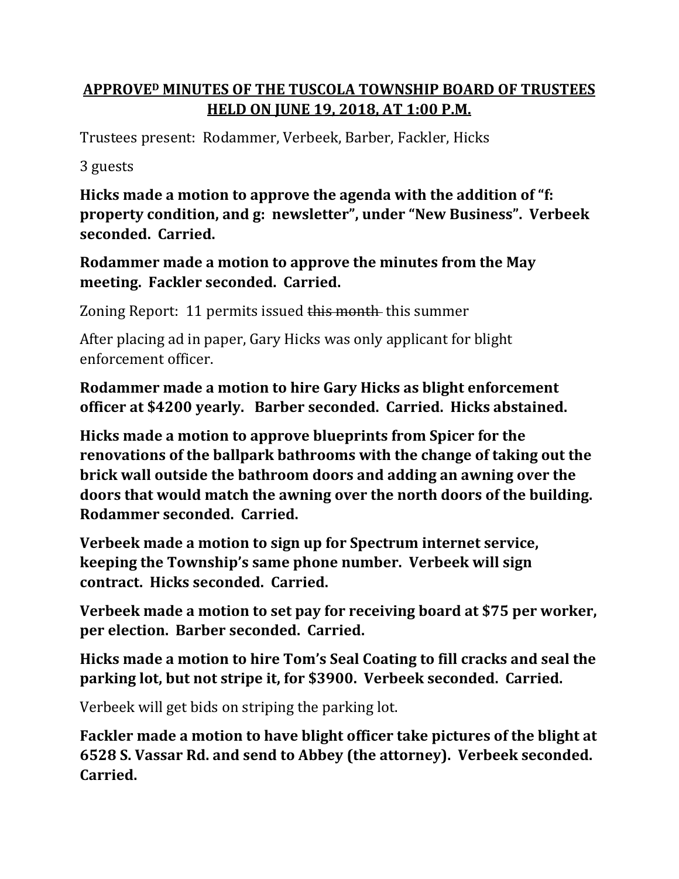# APPROVED MINUTES OF THE TUSCOLA TOWNSHIP BOARD OF TRUSTEES HELD ON JUNE 19, 2018, AT 1:00 P.M.

Trustees present: Rodammer, Verbeek, Barber, Fackler, Hicks

3 guests

**Hicks made a motion to approve the agenda with the addition of "f: property condition, and g: newsletter", under "New Business". Verbeek seconded. Carried.**

**Rodammer made a motion to approve the minutes from the May meeting. Fackler seconded. Carried.**

Zoning Report: 11 permits issued ~~this month~~ this summer

After placing ad in paper, Gary Hicks was only applicant for blight enforcement officer.

**Rodammer made a motion to hire Gary Hicks as blight enforcement officer at $4200 yearly. Barber seconded. Carried. Hicks abstained.**

**Hicks made a motion to approve blueprints from Spicer for the renovations of the ballpark bathrooms with the change of taking out the brick wall outside the bathroom doors and adding an awning over the doors that would match the awning over the north doors of the building. Rodammer seconded. Carried.**

**Verbeek made a motion to sign up for Spectrum internet service, keeping the Township's same phone number. Verbeek will sign contract. Hicks seconded. Carried.**

**Verbeek made a motion to set pay for receiving board at $75 per worker, per election. Barber seconded. Carried.**

**Hicks made a motion to hire Tom's Seal Coating to fill cracks and seal the parking lot, but not stripe it, for $3900. Verbeek seconded. Carried.**

Verbeek will get bids on striping the parking lot.

**Fackler made a motion to have blight officer take pictures of the blight at 6528 S. Vassar Rd. and send to Abbey (the attorney). Verbeek seconded. Carried.**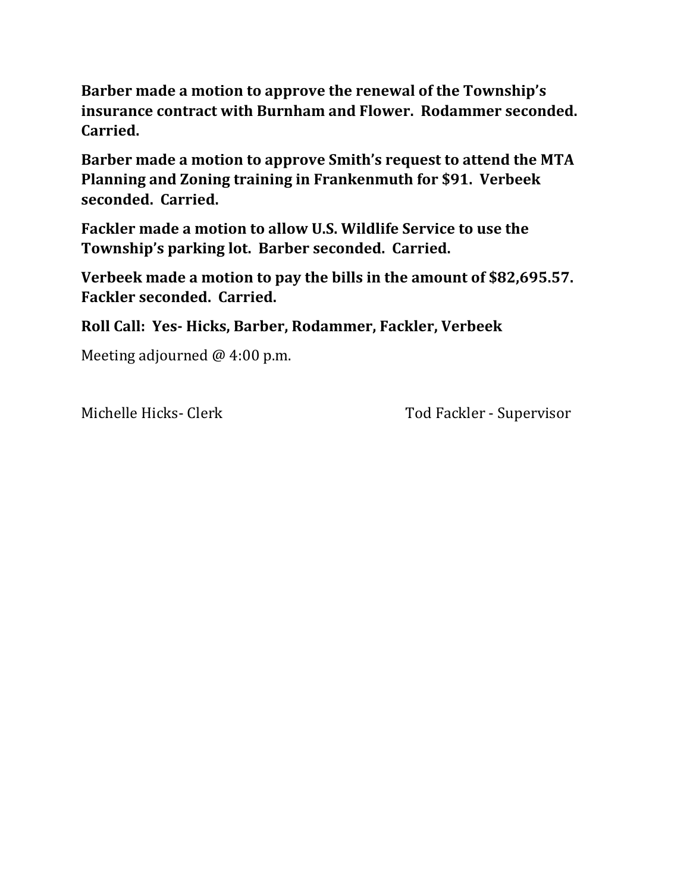**Barber made a motion to approve the renewal of the Township's insurance contract with Burnham and Flower. Rodammer seconded. Carried.**

**Barber made a motion to approve Smith's request to attend the MTA Planning and Zoning training in Frankenmuth for $91. Verbeek seconded. Carried.**

**Fackler made a motion to allow U.S. Wildlife Service to use the Township's parking lot. Barber seconded. Carried.**

**Verbeek made a motion to pay the bills in the amount of $82,695.57. Fackler seconded. Carried.**

**Roll Call: Yes- Hicks, Barber, Rodammer, Fackler, Verbeek**

Meeting adjourned @ 4:00 p.m.

Michelle Hicks- Clerk

Tod Fackler - Supervisor